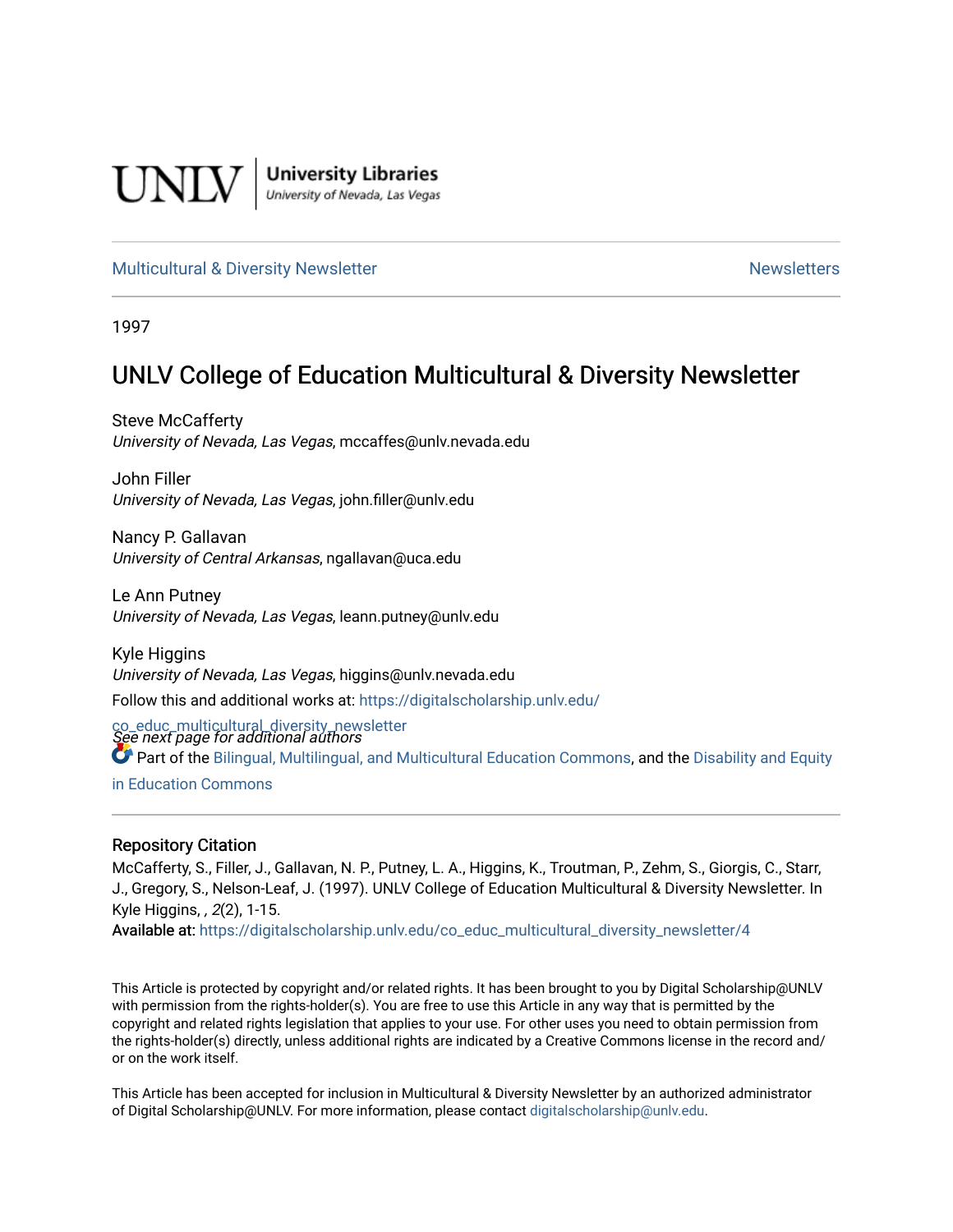UNLV | University Libraries
University of Nevada, Las Vegas

Multicultural & Diversity Newsletter | Newsletters

1997

# UNLV College of Education Multicultural & Diversity Newsletter

Steve McCafferty
*University of Nevada, Las Vegas*, mccaffes@unlv.nevada.edu

John Filler
*University of Nevada, Las Vegas*, john.filler@unlv.edu

Nancy P. Gallavan
*University of Central Arkansas*, ngallavan@uca.edu

Le Ann Putney
*University of Nevada, Las Vegas*, leann.putney@unlv.edu

Kyle Higgins
*University of Nevada, Las Vegas*, higgins@unlv.nevada.edu

*See next page for additional authors*

Follow this and additional works at: https://digitalscholarship.unlv.edu/co_educ_multicultural_diversity_newsletter

Part of the Bilingual, Multilingual, and Multicultural Education Commons, and the Disability and Equity in Education Commons

## Repository Citation

McCafferty, S., Filler, J., Gallavan, N. P., Putney, L. A., Higgins, K., Troutman, P., Zehm, S., Giorgis, C., Starr, J., Gregory, S., Nelson-Leaf, J. (1997). UNLV College of Education Multicultural & Diversity Newsletter. In Kyle Higgins, , *2*(2), 1-15.
**Available at:** https://digitalscholarship.unlv.edu/co_educ_multicultural_diversity_newsletter/4

This Article is protected by copyright and/or related rights. It has been brought to you by Digital Scholarship@UNLV with permission from the rights-holder(s). You are free to use this Article in any way that is permitted by the copyright and related rights legislation that applies to your use. For other uses you need to obtain permission from the rights-holder(s) directly, unless additional rights are indicated by a Creative Commons license in the record and/or on the work itself.

This Article has been accepted for inclusion in Multicultural & Diversity Newsletter by an authorized administrator of Digital Scholarship@UNLV. For more information, please contact digitalscholarship@unlv.edu.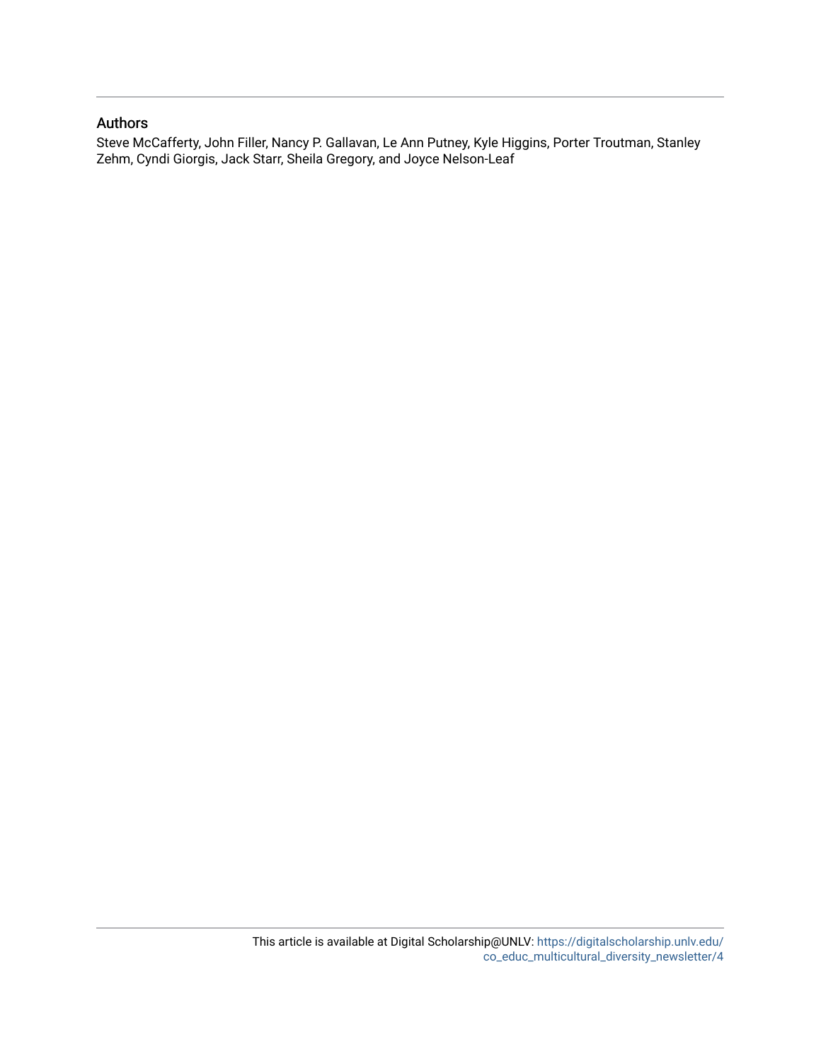## Authors

Steve McCafferty, John Filler, Nancy P. Gallavan, Le Ann Putney, Kyle Higgins, Porter Troutman, Stanley Zehm, Cyndi Giorgis, Jack Starr, Sheila Gregory, and Joyce Nelson-Leaf

This article is available at Digital Scholarship@UNLV: https://digitalscholarship.unlv.edu/co_educ_multicultural_diversity_newsletter/4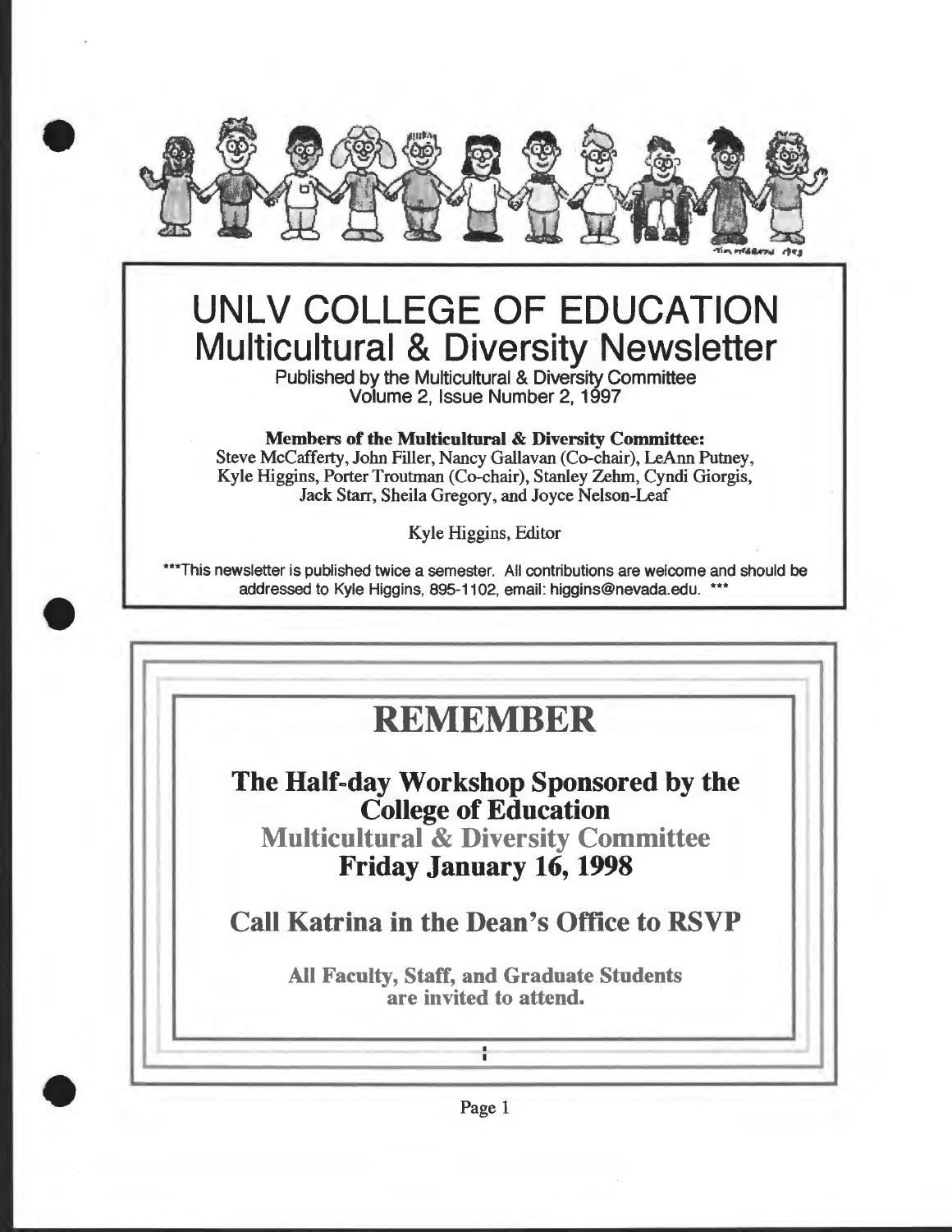# UNLV COLLEGE OF EDUCATION
## Multicultural & Diversity Newsletter

Published by the Multicultural & Diversity Committee
Volume 2, Issue Number 2, 1997

**Members of the Multicultural & Diversity Committee:**
Steve McCafferty, John Filler, Nancy Gallavan (Co-chair), LeAnn Putney, Kyle Higgins, Porter Troutman (Co-chair), Stanley Zehm, Cyndi Giorgis, Jack Starr, Sheila Gregory, and Joyce Nelson-Leaf

Kyle Higgins, Editor

***This newsletter is published twice a semester. All contributions are welcome and should be addressed to Kyle Higgins, 895-1102, email: higgins@nevada.edu. ***

# REMEMBER

**The Half-day Workshop Sponsored by the College of Education**
**Multicultural & Diversity Committee**
**Friday January 16, 1998**

**Call Katrina in the Dean's Office to RSVP**

**All Faculty, Staff, and Graduate Students are invited to attend.**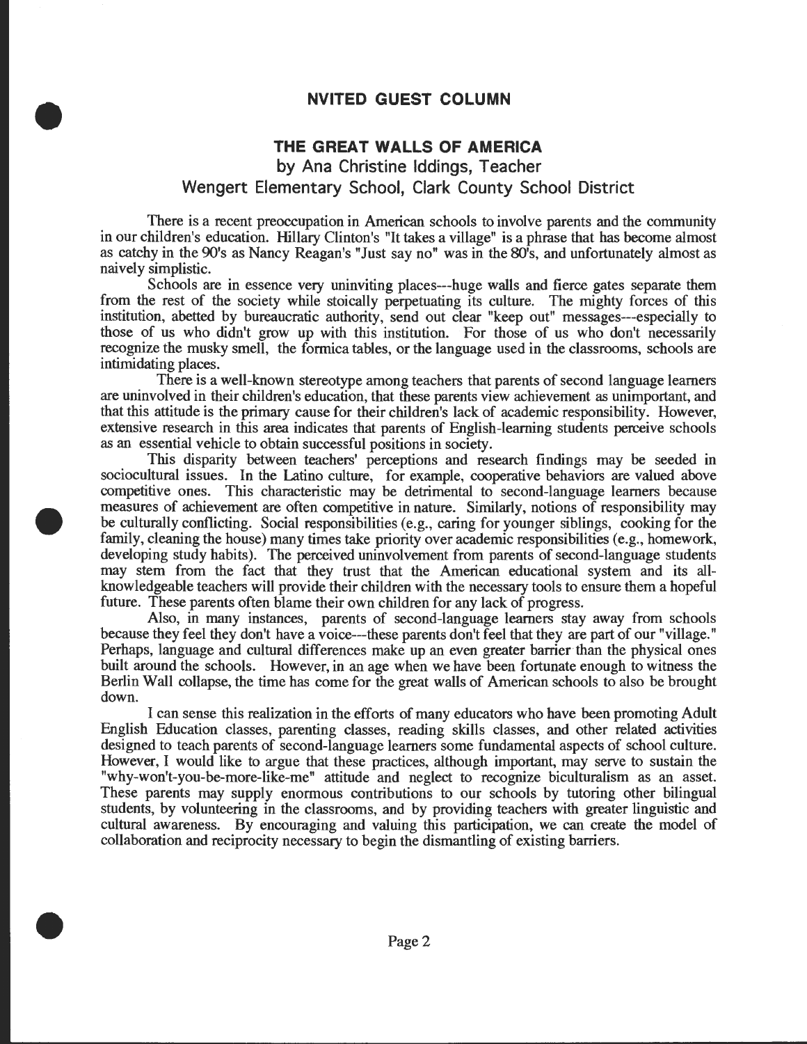## NVITED GUEST COLUMN

# THE GREAT WALLS OF AMERICA

by Ana Christine Iddings, Teacher
Wengert Elementary School, Clark County School District

There is a recent preoccupation in American schools to involve parents and the community in our children's education. Hillary Clinton's "It takes a village" is a phrase that has become almost as catchy in the 90's as Nancy Reagan's "Just say no" was in the 80's, and unfortunately almost as naively simplistic.

Schools are in essence very uninviting places---huge walls and fierce gates separate them from the rest of the society while stoically perpetuating its culture. The mighty forces of this institution, abetted by bureaucratic authority, send out clear "keep out" messages---especially to those of us who didn't grow up with this institution. For those of us who don't necessarily recognize the musky smell, the formica tables, or the language used in the classrooms, schools are intimidating places.

There is a well-known stereotype among teachers that parents of second language learners are uninvolved in their children's education, that these parents view achievement as unimportant, and that this attitude is the primary cause for their children's lack of academic responsibility. However, extensive research in this area indicates that parents of English-learning students perceive schools as an essential vehicle to obtain successful positions in society.

This disparity between teachers' perceptions and research findings may be seeded in sociocultural issues. In the Latino culture, for example, cooperative behaviors are valued above competitive ones. This characteristic may be detrimental to second-language learners because measures of achievement are often competitive in nature. Similarly, notions of responsibility may be culturally conflicting. Social responsibilities (e.g., caring for younger siblings, cooking for the family, cleaning the house) many times take priority over academic responsibilities (e.g., homework, developing study habits). The perceived uninvolvement from parents of second-language students may stem from the fact that they trust that the American educational system and its all-knowledgeable teachers will provide their children with the necessary tools to ensure them a hopeful future. These parents often blame their own children for any lack of progress.

Also, in many instances, parents of second-language learners stay away from schools because they feel they don't have a voice---these parents don't feel that they are part of our "village." Perhaps, language and cultural differences make up an even greater barrier than the physical ones built around the schools. However, in an age when we have been fortunate enough to witness the Berlin Wall collapse, the time has come for the great walls of American schools to also be brought down.

I can sense this realization in the efforts of many educators who have been promoting Adult English Education classes, parenting classes, reading skills classes, and other related activities designed to teach parents of second-language learners some fundamental aspects of school culture. However, I would like to argue that these practices, although important, may serve to sustain the "why-won't-you-be-more-like-me" attitude and neglect to recognize biculturalism as an asset. These parents may supply enormous contributions to our schools by tutoring other bilingual students, by volunteering in the classrooms, and by providing teachers with greater linguistic and cultural awareness. By encouraging and valuing this participation, we can create the model of collaboration and reciprocity necessary to begin the dismantling of existing barriers.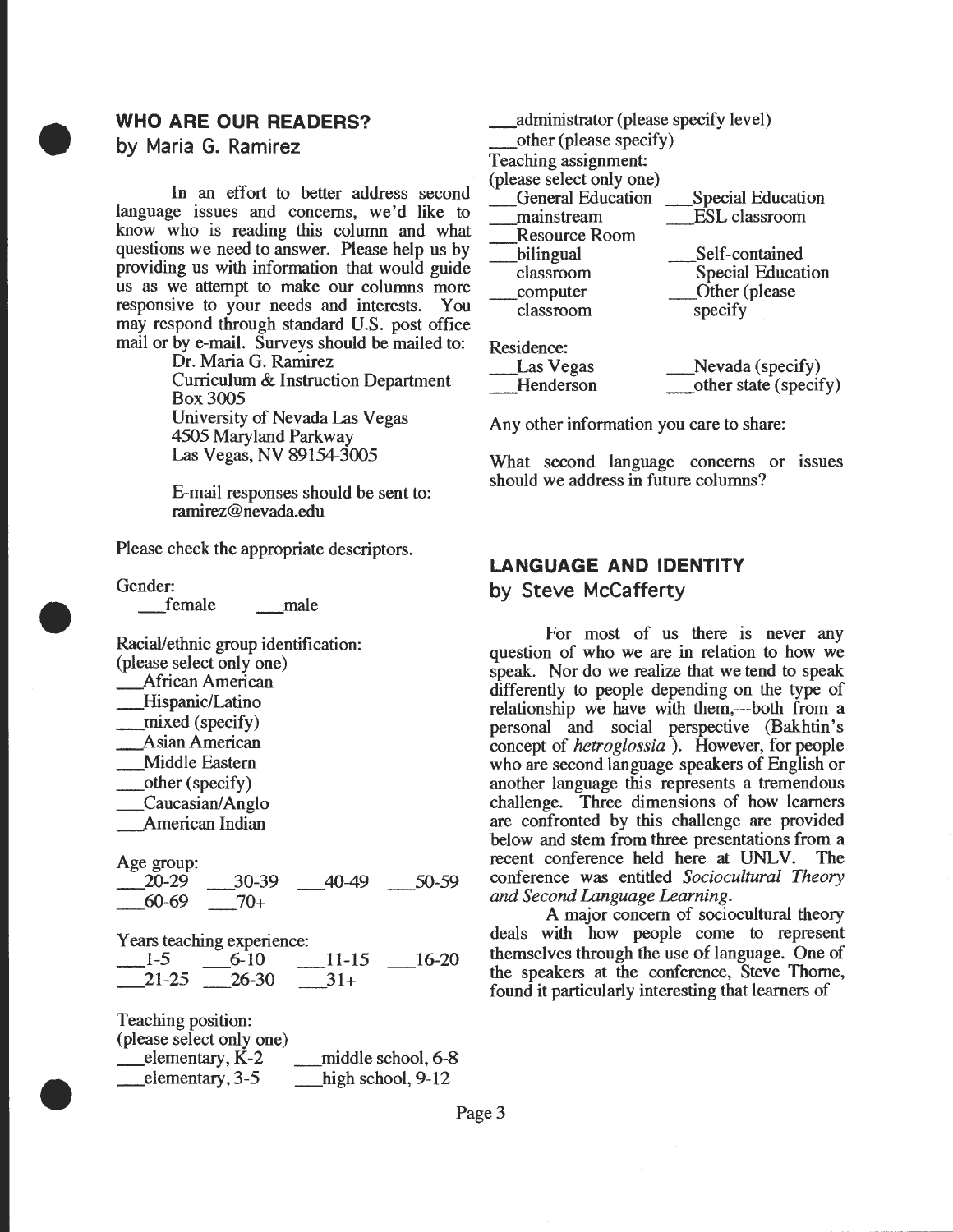## WHO ARE OUR READERS?

### by Maria G. Ramirez

In an effort to better address second language issues and concerns, we'd like to know who is reading this column and what questions we need to answer. Please help us by providing us with information that would guide us as we attempt to make our columns more responsive to your needs and interests. You may respond through standard U.S. post office mail or by e-mail. Surveys should be mailed to:

Dr. Maria G. Ramirez
Curriculum & Instruction Department
Box 3005
University of Nevada Las Vegas
4505 Maryland Parkway
Las Vegas, NV 89154-3005

E-mail responses should be sent to:
ramirez@nevada.edu

Please check the appropriate descriptors.

Gender:
___female ___male

Racial/ethnic group identification:
(please select only one)
___African American
___Hispanic/Latino
___mixed (specify)
___Asian American
___Middle Eastern
___other (specify)
___Caucasian/Anglo
___American Indian

Age group:
___20-29 ___30-39 ___40-49 ___50-59
___60-69 ___70+

Years teaching experience:
___1-5 ___6-10 ___11-15 ___16-20
___21-25 ___26-30 ___31+

Teaching position:
(please select only one)
___elementary, K-2 ___middle school, 6-8
___elementary, 3-5 ___high school, 9-12
___administrator (please specify level)
___other (please specify)

Teaching assignment:
(please select only one)
___General Education ___Special Education
___mainstream ___ESL classroom
___Resource Room
___bilingual classroom ___Self-contained Special Education
___computer classroom ___Other (please specify

Residence:
___Las Vegas ___Nevada (specify)
___Henderson ___other state (specify)

Any other information you care to share:

What second language concerns or issues should we address in future columns?

## LANGUAGE AND IDENTITY

### by Steve McCafferty

For most of us there is never any question of who we are in relation to how we speak. Nor do we realize that we tend to speak differently to people depending on the type of relationship we have with them,---both from a personal and social perspective (Bakhtin's concept of *hetroglossia* ). However, for people who are second language speakers of English or another language this represents a tremendous challenge. Three dimensions of how learners are confronted by this challenge are provided below and stem from three presentations from a recent conference held here at UNLV. The conference was entitled *Sociocultural Theory and Second Language Learning.*

A major concern of sociocultural theory deals with how people come to represent themselves through the use of language. One of the speakers at the conference, Steve Thorne, found it particularly interesting that learners of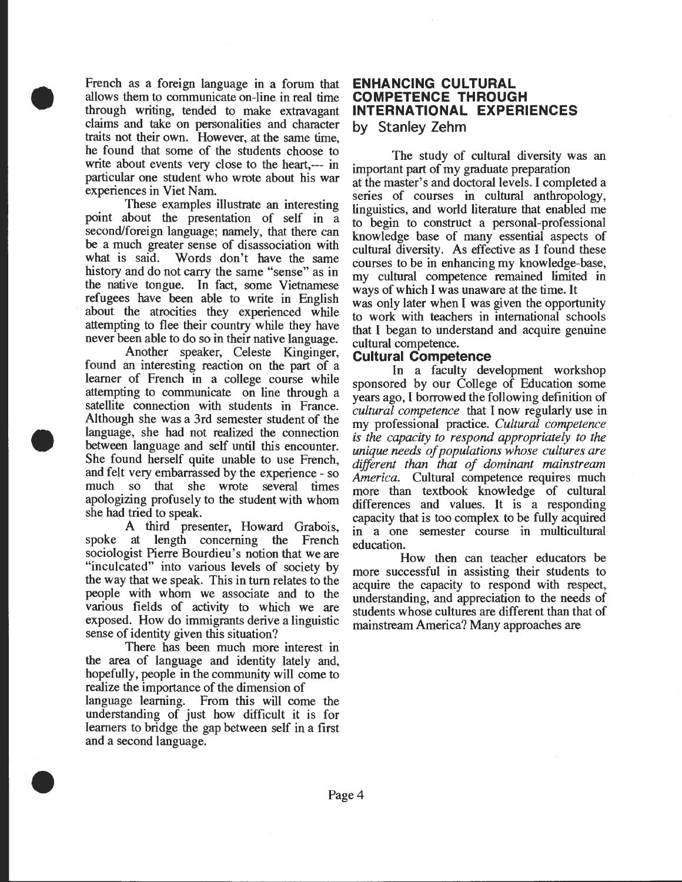French as a foreign language in a forum that allows them to communicate on-line in real time through writing, tended to make extravagant claims and take on personalities and character traits not their own. However, at the same time, he found that some of the students choose to write about events very close to the heart,--- in particular one student who wrote about his war experiences in Viet Nam.

These examples illustrate an interesting point about the presentation of self in a second/foreign language; namely, that there can be a much greater sense of disassociation with what is said. Words don't have the same history and do not carry the same "sense" as in the native tongue. In fact, some Vietnamese refugees have been able to write in English about the atrocities they experienced while attempting to flee their country while they have never been able to do so in their native language.

Another speaker, Celeste Kinginger, found an interesting reaction on the part of a learner of French in a college course while attempting to communicate on line through a satellite connection with students in France. Although she was a 3rd semester student of the language, she had not realized the connection between language and self until this encounter. She found herself quite unable to use French, and felt very embarrassed by the experience - so much so that she wrote several times apologizing profusely to the student with whom she had tried to speak.

A third presenter, Howard Grabois, spoke at length concerning the French sociologist Pierre Bourdieu's notion that we are "inculcated" into various levels of society by the way that we speak. This in turn relates to the people with whom we associate and to the various fields of activity to which we are exposed. How do immigrants derive a linguistic sense of identity given this situation?

There has been much more interest in the area of language and identity lately and, hopefully, people in the community will come to realize the importance of the dimension of language learning. From this will come the understanding of just how difficult it is for learners to bridge the gap between self in a first and a second language.

## ENHANCING CULTURAL COMPETENCE THROUGH INTERNATIONAL EXPERIENCES

by Stanley Zehm

The study of cultural diversity was an important part of my graduate preparation at the master's and doctoral levels. I completed a series of courses in cultural anthropology, linguistics, and world literature that enabled me to begin to construct a personal-professional knowledge base of many essential aspects of cultural diversity. As effective as I found these courses to be in enhancing my knowledge-base, my cultural competence remained limited in ways of which I was unaware at the time. It was only later when I was given the opportunity to work with teachers in international schools that I began to understand and acquire genuine cultural competence.

### Cultural Competence

In a faculty development workshop sponsored by our College of Education some years ago, I borrowed the following definition of *cultural competence* that I now regularly use in my professional practice. *Cultural competence is the capacity to respond appropriately to the unique needs of populations whose cultures are different than that of dominant mainstream America.* Cultural competence requires much more than textbook knowledge of cultural differences and values. It is a responding capacity that is too complex to be fully acquired in a one semester course in multicultural education.

How then can teacher educators be more successful in assisting their students to acquire the capacity to respond with respect, understanding, and appreciation to the needs of students whose cultures are different than that of mainstream America? Many approaches are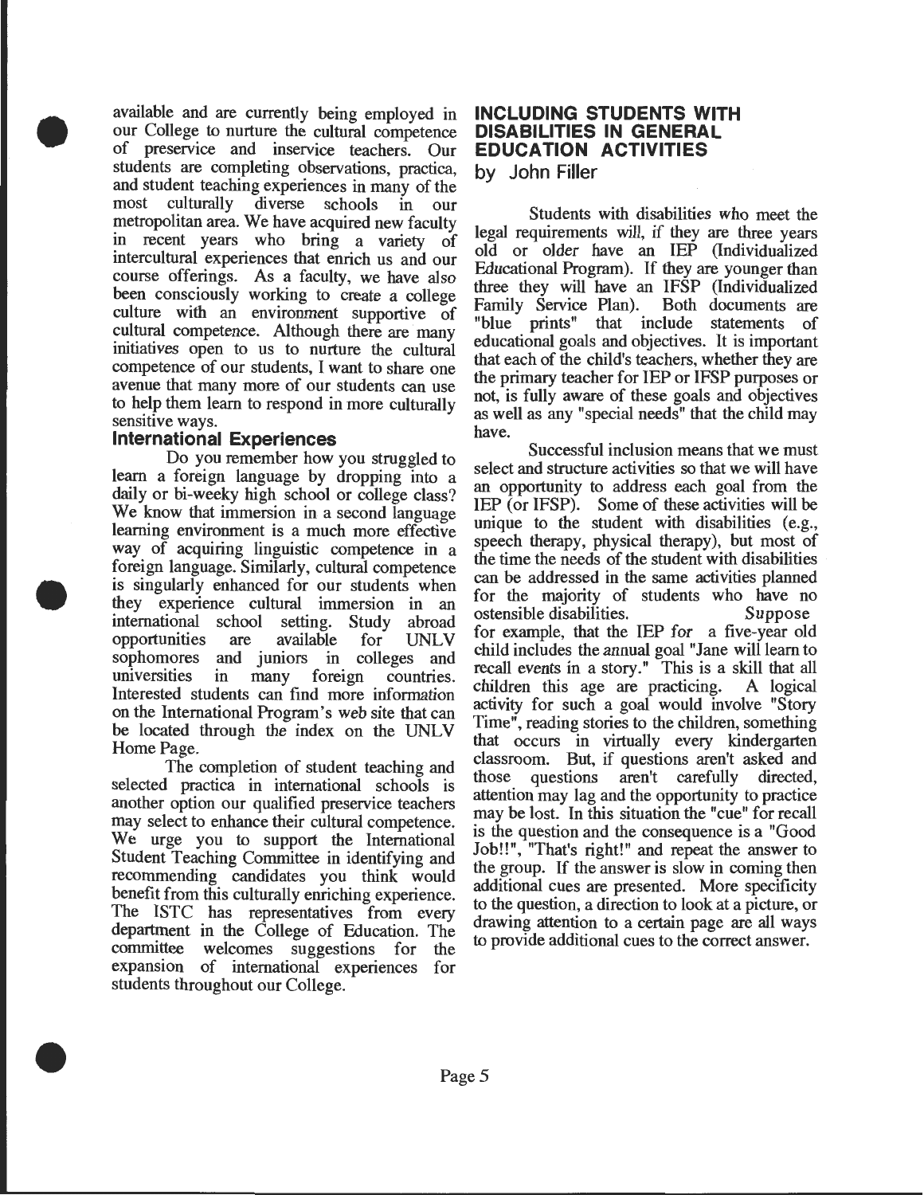available and are currently being employed in our College to nurture the cultural competence of preservice and inservice teachers. Our students are completing observations, practica, and student teaching experiences in many of the most culturally diverse schools in our metropolitan area. We have acquired new faculty in recent years who bring a variety of intercultural experiences that enrich us and our course offerings. As a faculty, we have also been consciously working to create a college culture with an environment supportive of cultural competence. Although there are many initiatives open to us to nurture the cultural competence of our students, I want to share one avenue that many more of our students can use to help them learn to respond in more culturally sensitive ways.

### International Experiences

Do you remember how you struggled to learn a foreign language by dropping into a daily or bi-weeky high school or college class? We know that immersion in a second language learning environment is a much more effective way of acquiring linguistic competence in a foreign language. Similarly, cultural competence is singularly enhanced for our students when they experience cultural immersion in an international school setting. Study abroad opportunities are available for UNLV sophomores and juniors in colleges and universities in many foreign countries. Interested students can find more information on the International Program's web site that can be located through the index on the UNLV Home Page.

The completion of student teaching and selected practica in international schools is another option our qualified preservice teachers may select to enhance their cultural competence. We urge you to support the International Student Teaching Committee in identifying and recommending candidates you think would benefit from this culturally enriching experience. The ISTC has representatives from every department in the College of Education. The committee welcomes suggestions for the expansion of international experiences for students throughout our College.

## INCLUDING STUDENTS WITH DISABILITIES IN GENERAL EDUCATION ACTIVITIES

by John Filler

Students with disabilities who meet the legal requirements will, if they are three years old or older have an IEP (Individualized Educational Program). If they are younger than three they will have an IFSP (Individualized Family Service Plan). Both documents are "blue prints" that include statements of educational goals and objectives. It is important that each of the child's teachers, whether they are the primary teacher for IEP or IFSP purposes or not, is fully aware of these goals and objectives as well as any "special needs" that the child may have.

Successful inclusion means that we must select and structure activities so that we will have an opportunity to address each goal from the IEP (or IFSP). Some of these activities will be unique to the student with disabilities (e.g., speech therapy, physical therapy), but most of the time the needs of the student with disabilities can be addressed in the same activities planned for the majority of students who have no ostensible disabilities. Suppose for example, that the IEP for a five-year old child includes the annual goal "Jane will learn to recall events in a story." This is a skill that all children this age are practicing. A logical activity for such a goal would involve "Story Time", reading stories to the children, something that occurs in virtually every kindergarten classroom. But, if questions aren't asked and those questions aren't carefully directed, attention may lag and the opportunity to practice may be lost. In this situation the "cue" for recall is the question and the consequence is a "Good Job!!", "That's right!" and repeat the answer to the group. If the answer is slow in coming then additional cues are presented. More specificity to the question, a direction to look at a picture, or drawing attention to a certain page are all ways to provide additional cues to the correct answer.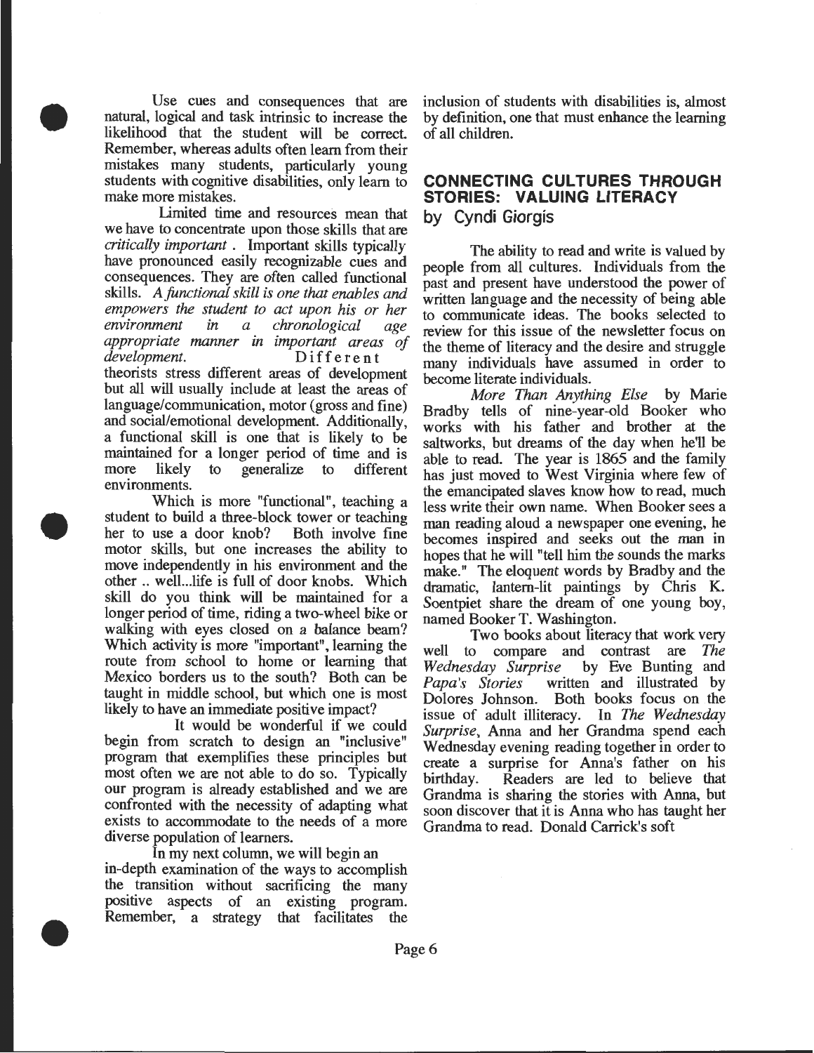Use cues and consequences that are natural, logical and task intrinsic to increase the likelihood that the student will be correct. Remember, whereas adults often learn from their mistakes many students, particularly young students with cognitive disabilities, only learn to make more mistakes.

Limited time and resources mean that we have to concentrate upon those skills that are *critically important*. Important skills typically have pronounced easily recognizable cues and consequences. They are often called functional skills. *A functional skill is one that enables and empowers the student to act upon his or her environment in a chronological age appropriate manner in important areas of development.* Different theorists stress different areas of development but all will usually include at least the areas of language/communication, motor (gross and fine) and social/emotional development. Additionally, a functional skill is one that is likely to be maintained for a longer period of time and is more likely to generalize to different environments.

Which is more "functional", teaching a student to build a three-block tower or teaching her to use a door knob? Both involve fine motor skills, but one increases the ability to move independently in his environment and the other .. well...life is full of door knobs. Which skill do you think will be maintained for a longer period of time, riding a two-wheel bike or walking with eyes closed on a balance beam? Which activity is more "important", learning the route from school to home or learning that Mexico borders us to the south? Both can be taught in middle school, but which one is most likely to have an immediate positive impact?

It would be wonderful if we could begin from scratch to design an "inclusive" program that exemplifies these principles but most often we are not able to do so. Typically our program is already established and we are confronted with the necessity of adapting what exists to accommodate to the needs of a more diverse population of learners.

In my next column, we will begin an in-depth examination of the ways to accomplish the transition without sacrificing the many positive aspects of an existing program. Remember, a strategy that facilitates the inclusion of students with disabilities is, almost by definition, one that must enhance the learning of all children.

## CONNECTING CULTURES THROUGH STORIES: VALUING LITERACY

by Cyndi Giorgis

The ability to read and write is valued by people from all cultures. Individuals from the past and present have understood the power of written language and the necessity of being able to communicate ideas. The books selected to review for this issue of the newsletter focus on the theme of literacy and the desire and struggle many individuals have assumed in order to become literate individuals.

*More Than Anything Else* by Marie Bradby tells of nine-year-old Booker who works with his father and brother at the saltworks, but dreams of the day when he'll be able to read. The year is 1865 and the family has just moved to West Virginia where few of the emancipated slaves know how to read, much less write their own name. When Booker sees a man reading aloud a newspaper one evening, he becomes inspired and seeks out the man in hopes that he will "tell him the sounds the marks make." The eloquent words by Bradby and the dramatic, lantern-lit paintings by Chris K. Soentpiet share the dream of one young boy, named Booker T. Washington.

Two books about literacy that work very well to compare and contrast are *The Wednesday Surprise* by Eve Bunting and *Papa's Stories* written and illustrated by Dolores Johnson. Both books focus on the issue of adult illiteracy. In *The Wednesday Surprise*, Anna and her Grandma spend each Wednesday evening reading together in order to create a surprise for Anna's father on his birthday. Readers are led to believe that Grandma is sharing the stories with Anna, but soon discover that it is Anna who has taught her Grandma to read. Donald Carrick's soft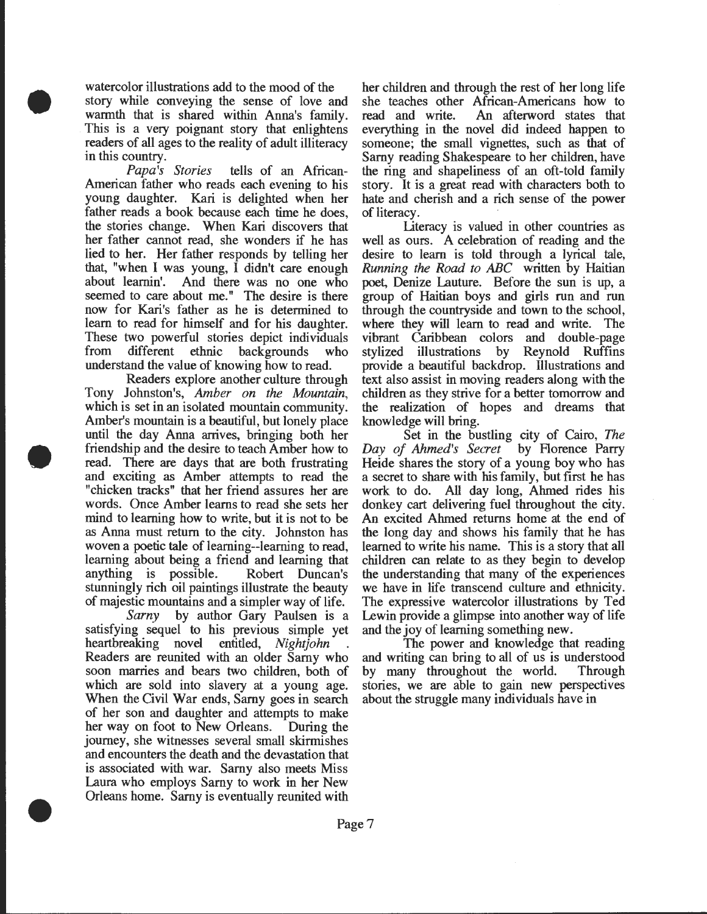watercolor illustrations add to the mood of the story while conveying the sense of love and warmth that is shared within Anna's family. This is a very poignant story that enlightens readers of all ages to the reality of adult illiteracy in this country.

*Papa's Stories* tells of an African-American father who reads each evening to his young daughter. Kari is delighted when her father reads a book because each time he does, the stories change. When Kari discovers that her father cannot read, she wonders if he has lied to her. Her father responds by telling her that, "when I was young, I didn't care enough about learnin'. And there was no one who seemed to care about me." The desire is there now for Kari's father as he is determined to learn to read for himself and for his daughter. These two powerful stories depict individuals from different ethnic backgrounds who understand the value of knowing how to read.

Readers explore another culture through Tony Johnston's, *Amber on the Mountain*, which is set in an isolated mountain community. Amber's mountain is a beautiful, but lonely place until the day Anna arrives, bringing both her friendship and the desire to teach Amber how to read. There are days that are both frustrating and exciting as Amber attempts to read the "chicken tracks" that her friend assures her are words. Once Amber learns to read she sets her mind to learning how to write, but it is not to be as Anna must return to the city. Johnston has woven a poetic tale of learning--learning to read, learning about being a friend and learning that anything is possible. Robert Duncan's stunningly rich oil paintings illustrate the beauty of majestic mountains and a simpler way of life.

*Sarny* by author Gary Paulsen is a satisfying sequel to his previous simple yet heartbreaking novel entitled, *Nightjohn* . Readers are reunited with an older Sarny who soon marries and bears two children, both of which are sold into slavery at a young age. When the Civil War ends, Sarny goes in search of her son and daughter and attempts to make her way on foot to New Orleans. During the journey, she witnesses several small skirmishes and encounters the death and the devastation that is associated with war. Sarny also meets Miss Laura who employs Sarny to work in her New Orleans home. Sarny is eventually reunited with her children and through the rest of her long life she teaches other African-Americans how to read and write. An afterword states that everything in the novel did indeed happen to someone; the small vignettes, such as that of Sarny reading Shakespeare to her children, have the ring and shapeliness of an oft-told family story. It is a great read with characters both to hate and cherish and a rich sense of the power of literacy.

Literacy is valued in other countries as well as ours. A celebration of reading and the desire to learn is told through a lyrical tale, *Running the Road to ABC* written by Haitian poet, Denize Lauture. Before the sun is up, a group of Haitian boys and girls run and run through the countryside and town to the school, where they will learn to read and write. The vibrant Caribbean colors and double-page stylized illustrations by Reynold Ruffins provide a beautiful backdrop. Illustrations and text also assist in moving readers along with the children as they strive for a better tomorrow and the realization of hopes and dreams that knowledge will bring.

Set in the bustling city of Cairo, *The Day of Ahmed's Secret* by Florence Parry Heide shares the story of a young boy who has a secret to share with his family, but first he has work to do. All day long, Ahmed rides his donkey cart delivering fuel throughout the city. An excited Ahmed returns home at the end of the long day and shows his family that he has learned to write his name. This is a story that all children can relate to as they begin to develop the understanding that many of the experiences we have in life transcend culture and ethnicity. The expressive watercolor illustrations by Ted Lewin provide a glimpse into another way of life and the joy of learning something new.

The power and knowledge that reading and writing can bring to all of us is understood by many throughout the world. Through stories, we are able to gain new perspectives about the struggle many individuals have in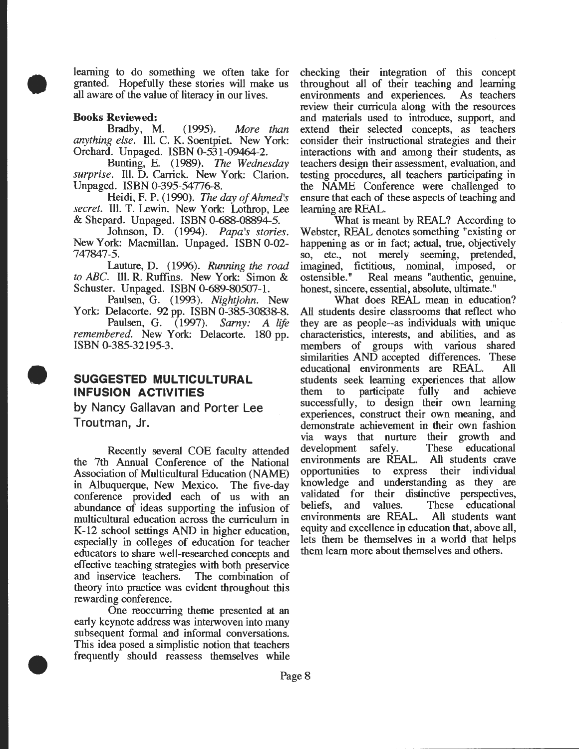learning to do something we often take for granted. Hopefully these stories will make us all aware of the value of literacy in our lives.

**Books Reviewed:**

Bradby, M. (1995). *More than anything else*. Ill. C. K. Soentpiet. New York: Orchard. Unpaged. ISBN 0-531-09464-2.

Bunting, E. (1989). *The Wednesday surprise*. Ill. D. Carrick. New York: Clarion. Unpaged. ISBN 0-395-54776-8.

Heidi, F. P. (1990). *The day of Ahmed's secret*. Ill. T. Lewin. New York: Lothrop, Lee & Shepard. Unpaged. ISBN 0-688-08894-5.

Johnson, D. (1994). *Papa's stories*. New York: Macmillan. Unpaged. ISBN 0-02-747847-5.

Lauture, D. (1996). *Running the road to ABC*. Ill. R. Ruffins. New York: Simon & Schuster. Unpaged. ISBN 0-689-80507-1.

Paulsen, G. (1993). *Nightjohn*. New York: Delacorte. 92 pp. ISBN 0-385-30838-8.

Paulsen, G. (1997). *Sarny: A life remembered*. New York: Delacorte. 180 pp. ISBN 0-385-32195-3.

## SUGGESTED MULTICULTURAL INFUSION ACTIVITIES

by Nancy Gallavan and Porter Lee Troutman, Jr.

Recently several COE faculty attended the 7th Annual Conference of the National Association of Multicultural Education (NAME) in Albuquerque, New Mexico. The five-day conference provided each of us with an abundance of ideas supporting the infusion of multicultural education across the curriculum in K-12 school settings AND in higher education, especially in colleges of education for teacher educators to share well-researched concepts and effective teaching strategies with both preservice and inservice teachers. The combination of theory into practice was evident throughout this rewarding conference.

One reoccurring theme presented at an early keynote address was interwoven into many subsequent formal and informal conversations. This idea posed a simplistic notion that teachers frequently should reassess themselves while checking their integration of this concept throughout all of their teaching and learning environments and experiences. As teachers review their curricula along with the resources and materials used to introduce, support, and extend their selected concepts, as teachers consider their instructional strategies and their interactions with and among their students, as teachers design their assessment, evaluation, and testing procedures, all teachers participating in the NAME Conference were challenged to ensure that each of these aspects of teaching and learning are REAL.

What is meant by REAL? According to Webster, REAL denotes something "existing or happening as or in fact; actual, true, objectively so, etc., not merely seeming, pretended, imagined, fictitious, nominal, imposed, or ostensible." Real means "authentic, genuine, honest, sincere, essential, absolute, ultimate."

What does REAL mean in education? All students desire classrooms that reflect who they are as people--as individuals with unique characteristics, interests, and abilities, and as members of groups with various shared similarities AND accepted differences. These educational environments are REAL. All students seek learning experiences that allow them to participate fully and achieve successfully, to design their own learning experiences, construct their own meaning, and demonstrate achievement in their own fashion via ways that nurture their growth and development safely. These educational environments are REAL. All students crave opportunities to express their individual knowledge and understanding as they are validated for their distinctive perspectives, beliefs, and values. These educational environments are REAL. All students want equity and excellence in education that, above all, lets them be themselves in a world that helps them learn more about themselves and others.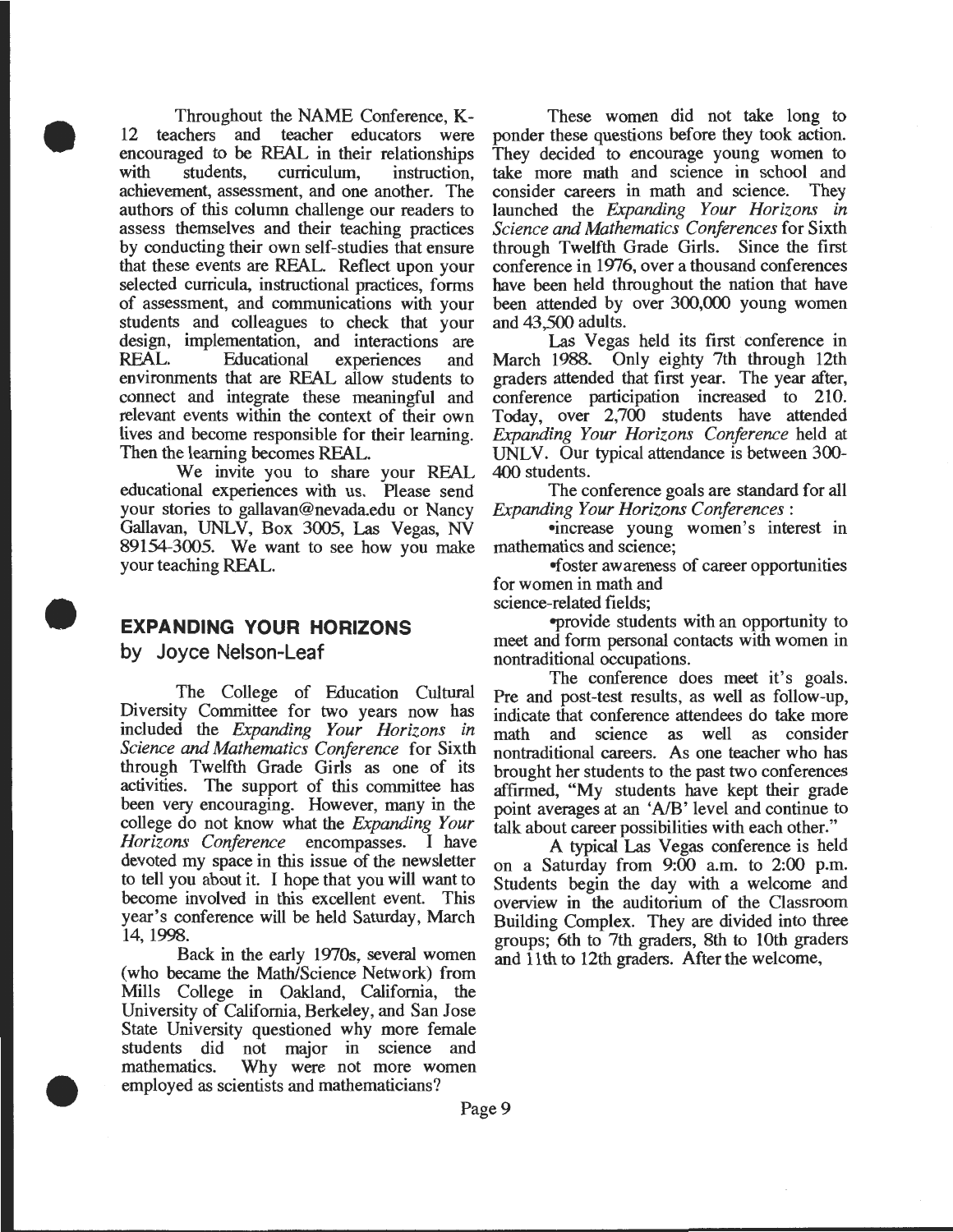Throughout the NAME Conference, K-12 teachers and teacher educators were encouraged to be REAL in their relationships with students, curriculum, instruction, achievement, assessment, and one another. The authors of this column challenge our readers to assess themselves and their teaching practices by conducting their own self-studies that ensure that these events are REAL. Reflect upon your selected curricula, instructional practices, forms of assessment, and communications with your students and colleagues to check that your design, implementation, and interactions are REAL. Educational experiences and environments that are REAL allow students to connect and integrate these meaningful and relevant events within the context of their own lives and become responsible for their learning. Then the learning becomes REAL.

We invite you to share your REAL educational experiences with us. Please send your stories to gallavan@nevada.edu or Nancy Gallavan, UNLV, Box 3005, Las Vegas, NV 89154-3005. We want to see how you make your teaching REAL.

## EXPANDING YOUR HORIZONS

### by Joyce Nelson-Leaf

The College of Education Cultural Diversity Committee for two years now has included the *Expanding Your Horizons in Science and Mathematics Conference* for Sixth through Twelfth Grade Girls as one of its activities. The support of this committee has been very encouraging. However, many in the college do not know what the *Expanding Your Horizons Conference* encompasses. I have devoted my space in this issue of the newsletter to tell you about it. I hope that you will want to become involved in this excellent event. This year's conference will be held Saturday, March 14, 1998.

Back in the early 1970s, several women (who became the Math/Science Network) from Mills College in Oakland, California, the University of California, Berkeley, and San Jose State University questioned why more female students did not major in science and mathematics. Why were not more women employed as scientists and mathematicians?

These women did not take long to ponder these questions before they took action. They decided to encourage young women to take more math and science in school and consider careers in math and science. They launched the *Expanding Your Horizons in Science and Mathematics Conferences* for Sixth through Twelfth Grade Girls. Since the first conference in 1976, over a thousand conferences have been held throughout the nation that have been attended by over 300,000 young women and 43,500 adults.

Las Vegas held its first conference in March 1988. Only eighty 7th through 12th graders attended that first year. The year after, conference participation increased to 210. Today, over 2,700 students have attended *Expanding Your Horizons Conference* held at UNLV. Our typical attendance is between 300-400 students.

The conference goals are standard for all *Expanding Your Horizons Conferences* :

- increase young women's interest in mathematics and science;
- foster awareness of career opportunities for women in math and science-related fields;
- provide students with an opportunity to meet and form personal contacts with women in nontraditional occupations.

The conference does meet it's goals. Pre and post-test results, as well as follow-up, indicate that conference attendees do take more math and science as well as consider nontraditional careers. As one teacher who has brought her students to the past two conferences affirmed, "My students have kept their grade point averages at an 'A/B' level and continue to talk about career possibilities with each other."

A typical Las Vegas conference is held on a Saturday from 9:00 a.m. to 2:00 p.m. Students begin the day with a welcome and overview in the auditorium of the Classroom Building Complex. They are divided into three groups; 6th to 7th graders, 8th to 10th graders and 11th to 12th graders. After the welcome,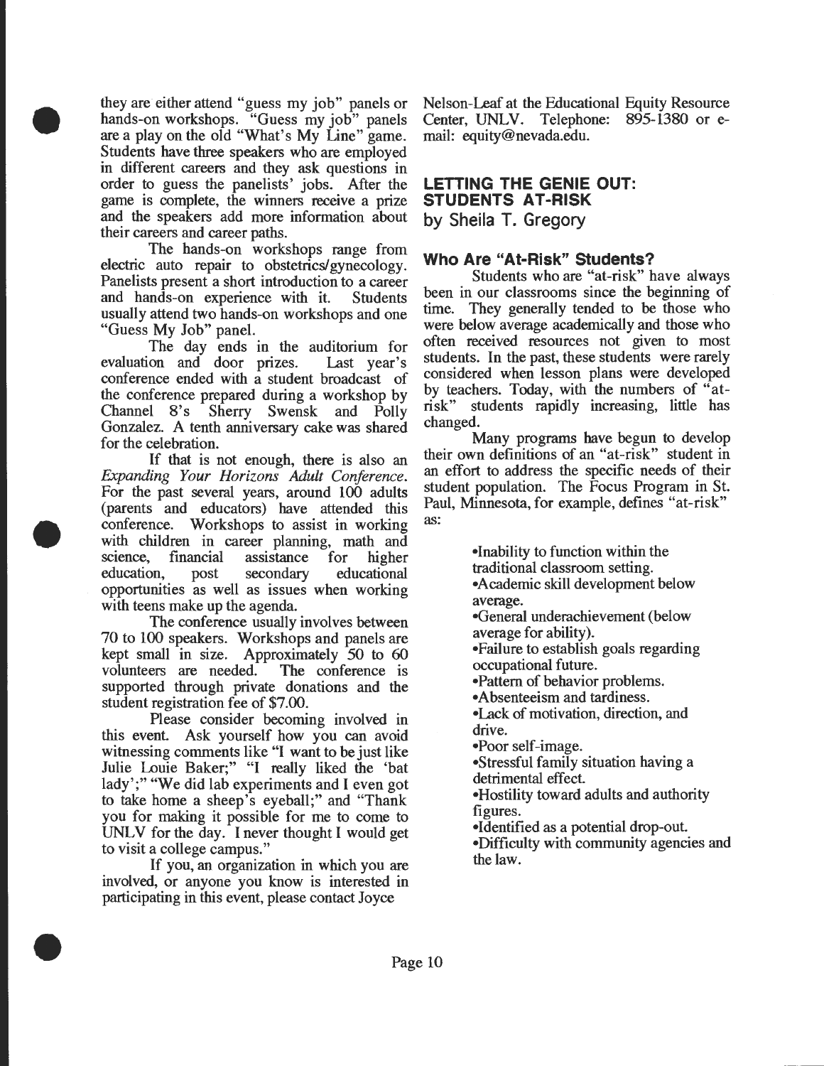they are either attend "guess my job" panels or hands-on workshops. "Guess my job" panels are a play on the old "What's My Line" game. Students have three speakers who are employed in different careers and they ask questions in order to guess the panelists' jobs. After the game is complete, the winners receive a prize and the speakers add more information about their careers and career paths.

The hands-on workshops range from electric auto repair to obstetrics/gynecology. Panelists present a short introduction to a career and hands-on experience with it. Students usually attend two hands-on workshops and one "Guess My Job" panel.

The day ends in the auditorium for evaluation and door prizes. Last year's conference ended with a student broadcast of the conference prepared during a workshop by Channel 8's Sherry Swensk and Polly Gonzalez. A tenth anniversary cake was shared for the celebration.

If that is not enough, there is also an *Expanding Your Horizons Adult Conference*. For the past several years, around 100 adults (parents and educators) have attended this conference. Workshops to assist in working with children in career planning, math and science, financial assistance for higher education, post secondary educational opportunities as well as issues when working with teens make up the agenda.

The conference usually involves between 70 to 100 speakers. Workshops and panels are kept small in size. Approximately 50 to 60 volunteers are needed. The conference is supported through private donations and the student registration fee of $7.00.

Please consider becoming involved in this event. Ask yourself how you can avoid witnessing comments like "I want to be just like Julie Louie Baker;" "I really liked the 'bat lady';" "We did lab experiments and I even got to take home a sheep's eyeball;" and "Thank you for making it possible for me to come to UNLV for the day. I never thought I would get to visit a college campus."

If you, an organization in which you are involved, or anyone you know is interested in participating in this event, please contact Joyce Nelson-Leaf at the Educational Equity Resource Center, UNLV. Telephone: 895-1380 or e-mail: equity@nevada.edu.

## LETTING THE GENIE OUT: STUDENTS AT-RISK

by Sheila T. Gregory

### Who Are "At-Risk" Students?

Students who are "at-risk" have always been in our classrooms since the beginning of time. They generally tended to be those who were below average academically and those who often received resources not given to most students. In the past, these students were rarely considered when lesson plans were developed by teachers. Today, with the numbers of "at-risk" students rapidly increasing, little has changed.

Many programs have begun to develop their own definitions of an "at-risk" student in an effort to address the specific needs of their student population. The Focus Program in St. Paul, Minnesota, for example, defines "at-risk" as:

- Inability to function within the traditional classroom setting.
- Academic skill development below average.
- General underachievement (below average for ability).
- Failure to establish goals regarding occupational future.
- Pattern of behavior problems.
- Absenteeism and tardiness.
- Lack of motivation, direction, and drive.
- Poor self-image.
- Stressful family situation having a detrimental effect.
- Hostility toward adults and authority figures.
- Identified as a potential drop-out.
- Difficulty with community agencies and the law.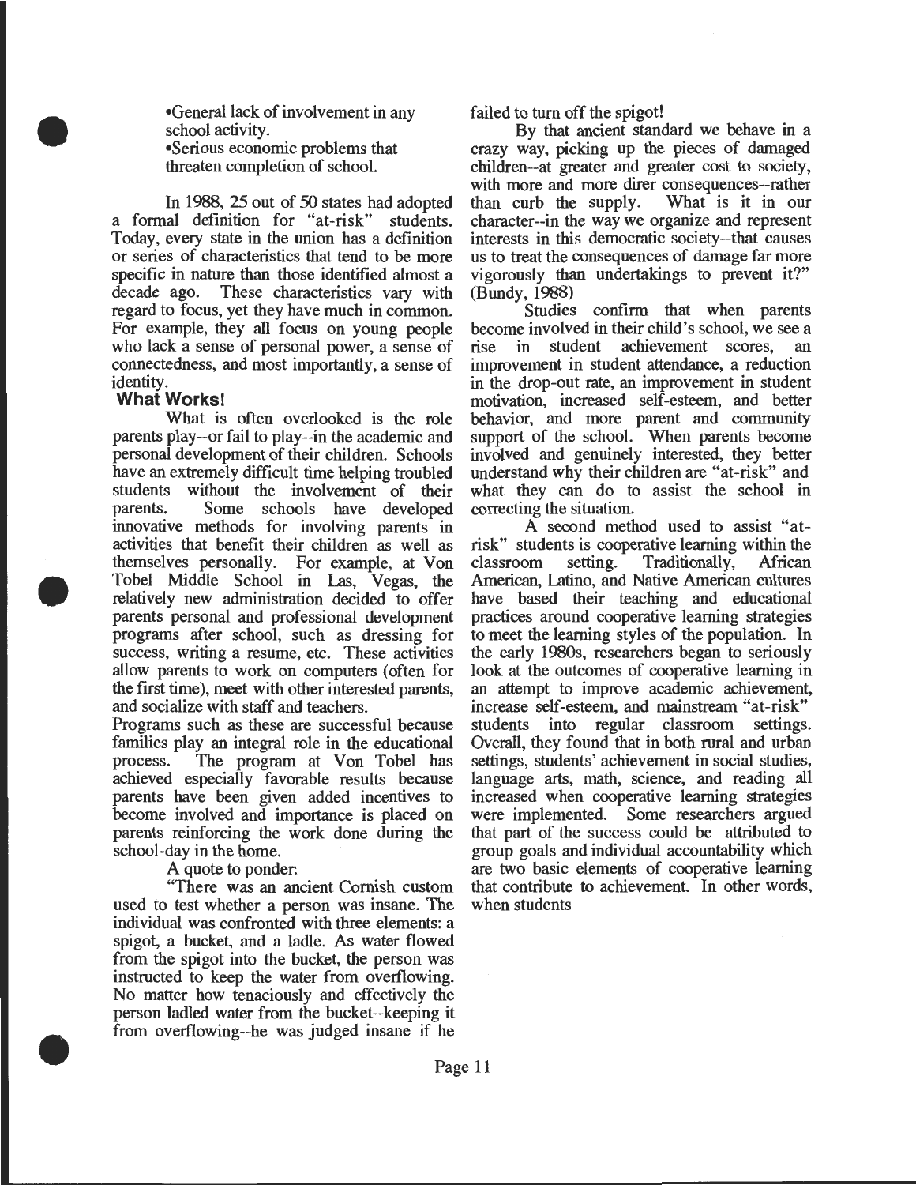- General lack of involvement in any school activity.
- Serious economic problems that threaten completion of school.

In 1988, 25 out of 50 states had adopted a formal definition for "at-risk" students. Today, every state in the union has a definition or series of characteristics that tend to be more specific in nature than those identified almost a decade ago. These characteristics vary with regard to focus, yet they have much in common. For example, they all focus on young people who lack a sense of personal power, a sense of connectedness, and most importantly, a sense of identity.

### What Works!

What is often overlooked is the role parents play--or fail to play--in the academic and personal development of their children. Schools have an extremely difficult time helping troubled students without the involvement of their parents. Some schools have developed innovative methods for involving parents in activities that benefit their children as well as themselves personally. For example, at Von Tobel Middle School in Las, Vegas, the relatively new administration decided to offer parents personal and professional development programs after school, such as dressing for success, writing a resume, etc. These activities allow parents to work on computers (often for the first time), meet with other interested parents, and socialize with staff and teachers.

Programs such as these are successful because families play an integral role in the educational process. The program at Von Tobel has achieved especially favorable results because parents have been given added incentives to become involved and importance is placed on parents reinforcing the work done during the school-day in the home.

A quote to ponder:

"There was an ancient Cornish custom used to test whether a person was insane. The individual was confronted with three elements: a spigot, a bucket, and a ladle. As water flowed from the spigot into the bucket, the person was instructed to keep the water from overflowing. No matter how tenaciously and effectively the person ladled water from the bucket--keeping it from overflowing--he was judged insane if he failed to turn off the spigot!

By that ancient standard we behave in a crazy way, picking up the pieces of damaged children--at greater and greater cost to society, with more and more direr consequences--rather than curb the supply. What is it in our character--in the way we organize and represent interests in this democratic society--that causes us to treat the consequences of damage far more vigorously than undertakings to prevent it?" (Bundy, 1988)

Studies confirm that when parents become involved in their child's school, we see a rise in student achievement scores, an improvement in student attendance, a reduction in the drop-out rate, an improvement in student motivation, increased self-esteem, and better behavior, and more parent and community support of the school. When parents become involved and genuinely interested, they better understand why their children are "at-risk" and what they can do to assist the school in correcting the situation.

A second method used to assist "at-risk" students is cooperative learning within the classroom setting. Traditionally, African American, Latino, and Native American cultures have based their teaching and educational practices around cooperative learning strategies to meet the learning styles of the population. In the early 1980s, researchers began to seriously look at the outcomes of cooperative learning in an attempt to improve academic achievement, increase self-esteem, and mainstream "at-risk" students into regular classroom settings. Overall, they found that in both rural and urban settings, students' achievement in social studies, language arts, math, science, and reading all increased when cooperative learning strategies were implemented. Some researchers argued that part of the success could be attributed to group goals and individual accountability which are two basic elements of cooperative learning that contribute to achievement. In other words, when students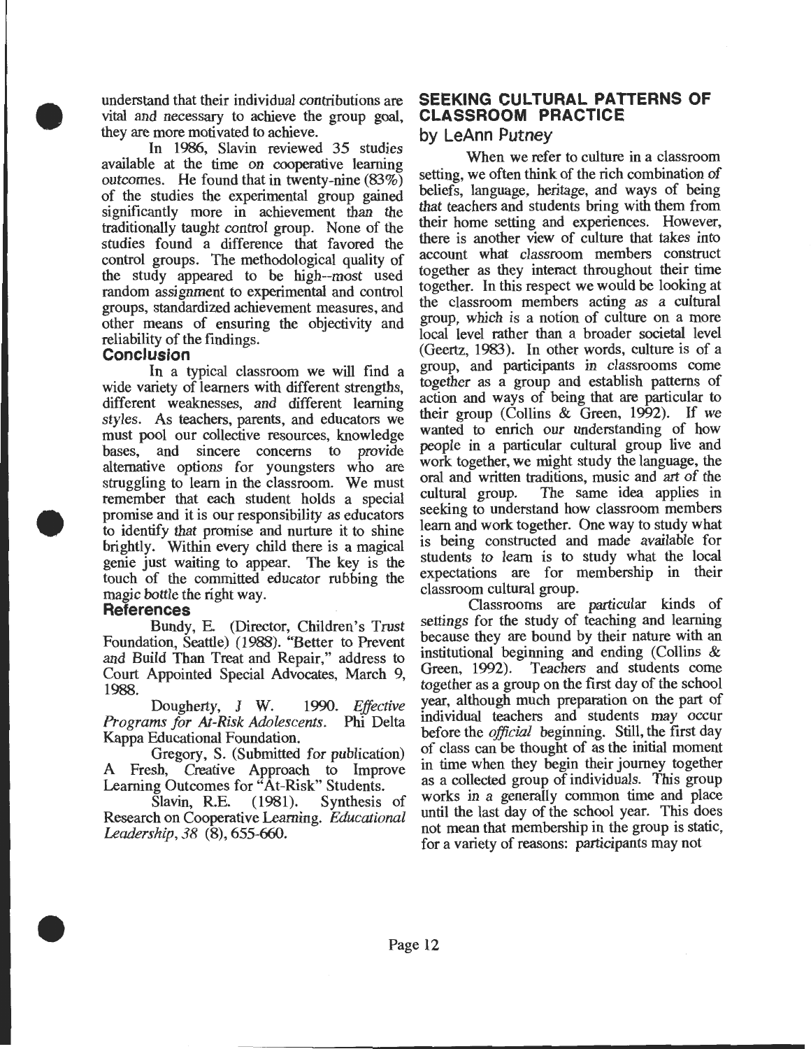understand that their individual contributions are vital and necessary to achieve the group goal, they are more motivated to achieve.

In 1986, Slavin reviewed 35 studies available at the time on cooperative learning outcomes. He found that in twenty-nine (83%) of the studies the experimental group gained significantly more in achievement than the traditionally taught control group. None of the studies found a difference that favored the control groups. The methodological quality of the study appeared to be high--most used random assignment to experimental and control groups, standardized achievement measures, and other means of ensuring the objectivity and reliability of the findings.

### Conclusion

In a typical classroom we will find a wide variety of learners with different strengths, different weaknesses, and different learning styles. As teachers, parents, and educators we must pool our collective resources, knowledge bases, and sincere concerns to provide alternative options for youngsters who are struggling to learn in the classroom. We must remember that each student holds a special promise and it is our responsibility as educators to identify that promise and nurture it to shine brightly. Within every child there is a magical genie just waiting to appear. The key is the touch of the committed educator rubbing the magic bottle the right way.

### References

Bundy, E. (Director, Children's Trust Foundation, Seattle) (1988). "Better to Prevent and Build Than Treat and Repair," address to Court Appointed Special Advocates, March 9, 1988.

Dougherty, J W. 1990. *Effective Programs for At-Risk Adolescents*. Phi Delta Kappa Educational Foundation.

Gregory, S. (Submitted for publication) A Fresh, Creative Approach to Improve Learning Outcomes for "At-Risk" Students.

Slavin, R.E. (1981). Synthesis of Research on Cooperative Learning. *Educational Leadership, 38* (8), 655-660.

## SEEKING CULTURAL PATTERNS OF CLASSROOM PRACTICE

### by LeAnn Putney

When we refer to culture in a classroom setting, we often think of the rich combination of beliefs, language, heritage, and ways of being that teachers and students bring with them from their home setting and experiences. However, there is another view of culture that takes into account what classroom members construct together as they interact throughout their time together. In this respect we would be looking at the classroom members acting as a cultural group, which is a notion of culture on a more local level rather than a broader societal level (Geertz, 1983). In other words, culture is of a group, and participants in classrooms come together as a group and establish patterns of action and ways of being that are particular to their group (Collins & Green, 1992). If we wanted to enrich our understanding of how people in a particular cultural group live and work together, we might study the language, the oral and written traditions, music and art of the cultural group. The same idea applies in seeking to understand how classroom members learn and work together. One way to study what is being constructed and made available for students to learn is to study what the local expectations are for membership in their classroom cultural group.

Classrooms are particular kinds of settings for the study of teaching and learning because they are bound by their nature with an institutional beginning and ending (Collins & Green, 1992). Teachers and students come together as a group on the first day of the school year, although much preparation on the part of individual teachers and students may occur before the *official* beginning. Still, the first day of class can be thought of as the initial moment in time when they begin their journey together as a collected group of individuals. This group works in a generally common time and place until the last day of the school year. This does not mean that membership in the group is static, for a variety of reasons: participants may not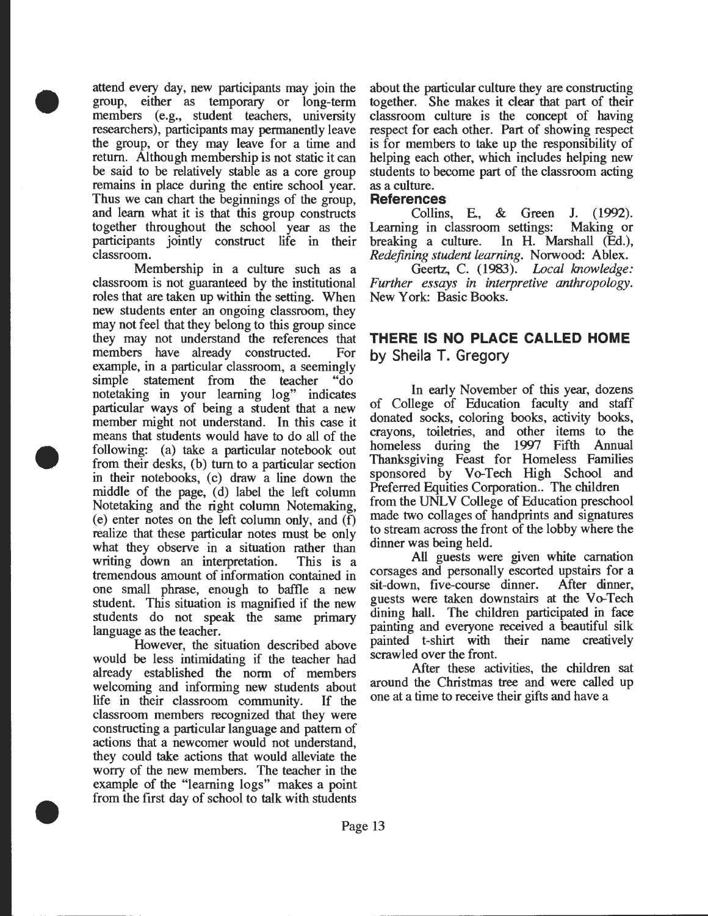attend every day, new participants may join the group, either as temporary or long-term members (e.g., student teachers, university researchers), participants may permanently leave the group, or they may leave for a time and return. Although membership is not static it can be said to be relatively stable as a core group remains in place during the entire school year. Thus we can chart the beginnings of the group, and learn what it is that this group constructs together throughout the school year as the participants jointly construct life in their classroom.

Membership in a culture such as a classroom is not guaranteed by the institutional roles that are taken up within the setting. When new students enter an ongoing classroom, they may not feel that they belong to this group since they may not understand the references that members have already constructed. For example, in a particular classroom, a seemingly simple statement from the teacher "do notetaking in your learning log" indicates particular ways of being a student that a new member might not understand. In this case it means that students would have to do all of the following: (a) take a particular notebook out from their desks, (b) turn to a particular section in their notebooks, (c) draw a line down the middle of the page, (d) label the left column Notetaking and the right column Notemaking, (e) enter notes on the left column only, and (f) realize that these particular notes must be only what they observe in a situation rather than writing down an interpretation. This is a tremendous amount of information contained in one small phrase, enough to baffle a new student. This situation is magnified if the new students do not speak the same primary language as the teacher.

However, the situation described above would be less intimidating if the teacher had already established the norm of members welcoming and informing new students about life in their classroom community. If the classroom members recognized that they were constructing a particular language and pattern of actions that a newcomer would not understand, they could take actions that would alleviate the worry of the new members. The teacher in the example of the "learning logs" makes a point from the first day of school to talk with students about the particular culture they are constructing together. She makes it clear that part of their classroom culture is the concept of having respect for each other. Part of showing respect is for members to take up the responsibility of helping each other, which includes helping new students to become part of the classroom acting as a culture.

### References

Collins, E., & Green J. (1992). Learning in classroom settings: Making or breaking a culture. In H. Marshall (Ed.), *Redefining student learning*. Norwood: Ablex.

Geertz, C. (1983). *Local knowledge: Further essays in interpretive anthropology*. New York: Basic Books.

## THERE IS NO PLACE CALLED HOME
### by Sheila T. Gregory

In early November of this year, dozens of College of Education faculty and staff donated socks, coloring books, activity books, crayons, toiletries, and other items to the homeless during the 1997 Fifth Annual Thanksgiving Feast for Homeless Families sponsored by Vo-Tech High School and Preferred Equities Corporation.. The children from the UNLV College of Education preschool made two collages of handprints and signatures to stream across the front of the lobby where the dinner was being held.

All guests were given white carnation corsages and personally escorted upstairs for a sit-down, five-course dinner. After dinner, guests were taken downstairs at the Vo-Tech dining hall. The children participated in face painting and everyone received a beautiful silk painted t-shirt with their name creatively scrawled over the front.

After these activities, the children sat around the Christmas tree and were called up one at a time to receive their gifts and have a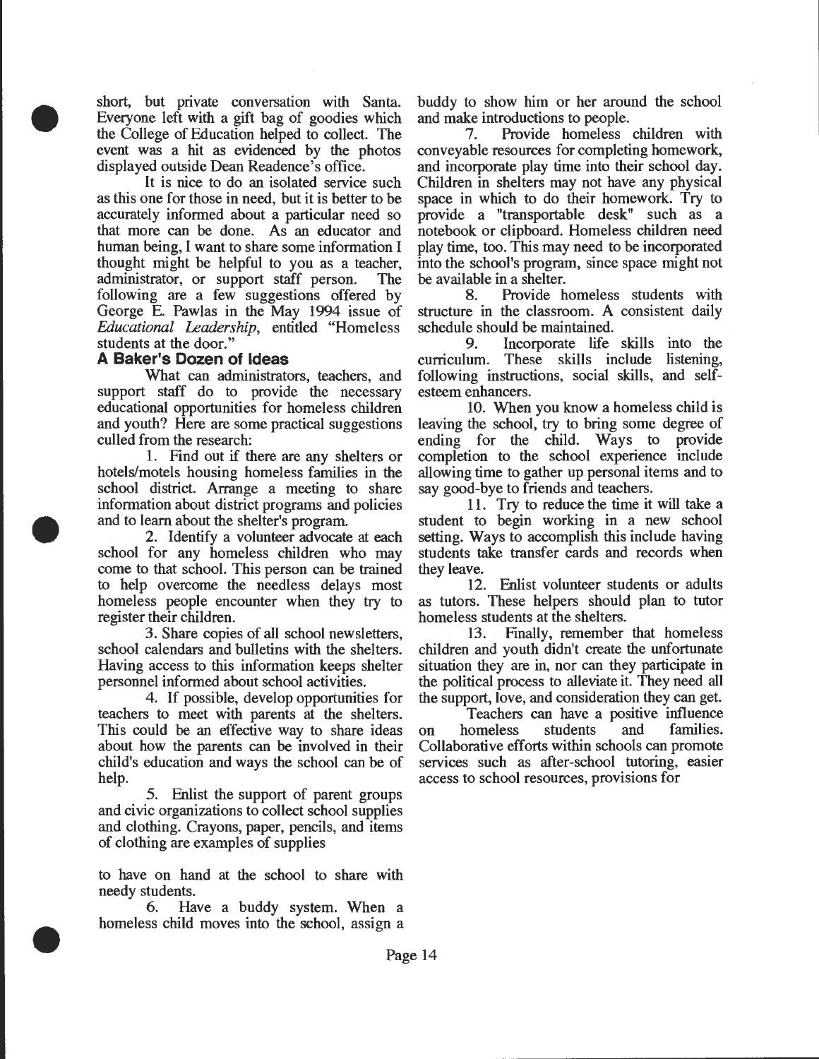short, but private conversation with Santa. Everyone left with a gift bag of goodies which the College of Education helped to collect. The event was a hit as evidenced by the photos displayed outside Dean Readence's office.

It is nice to do an isolated service such as this one for those in need, but it is better to be accurately informed about a particular need so that more can be done. As an educator and human being, I want to share some information I thought might be helpful to you as a teacher, administrator, or support staff person. The following are a few suggestions offered by George E. Pawlas in the May 1994 issue of *Educational Leadership*, entitled "Homeless students at the door."

### A Baker's Dozen of Ideas

What can administrators, teachers, and support staff do to provide the necessary educational opportunities for homeless children and youth? Here are some practical suggestions culled from the research:

1. Find out if there are any shelters or hotels/motels housing homeless families in the school district. Arrange a meeting to share information about district programs and policies and to learn about the shelter's program.

2. Identify a volunteer advocate at each school for any homeless children who may come to that school. This person can be trained to help overcome the needless delays most homeless people encounter when they try to register their children.

3. Share copies of all school newsletters, school calendars and bulletins with the shelters. Having access to this information keeps shelter personnel informed about school activities.

4. If possible, develop opportunities for teachers to meet with parents at the shelters. This could be an effective way to share ideas about how the parents can be involved in their child's education and ways the school can be of help.

5. Enlist the support of parent groups and civic organizations to collect school supplies and clothing. Crayons, paper, pencils, and items of clothing are examples of supplies to have on hand at the school to share with needy students.

6. Have a buddy system. When a homeless child moves into the school, assign a buddy to show him or her around the school and make introductions to people.

7. Provide homeless children with conveyable resources for completing homework, and incorporate play time into their school day. Children in shelters may not have any physical space in which to do their homework. Try to provide a "transportable desk" such as a notebook or clipboard. Homeless children need play time, too. This may need to be incorporated into the school's program, since space might not be available in a shelter.

8. Provide homeless students with structure in the classroom. A consistent daily schedule should be maintained.

9. Incorporate life skills into the curriculum. These skills include listening, following instructions, social skills, and self-esteem enhancers.

10. When you know a homeless child is leaving the school, try to bring some degree of ending for the child. Ways to provide completion to the school experience include allowing time to gather up personal items and to say good-bye to friends and teachers.

11. Try to reduce the time it will take a student to begin working in a new school setting. Ways to accomplish this include having students take transfer cards and records when they leave.

12. Enlist volunteer students or adults as tutors. These helpers should plan to tutor homeless students at the shelters.

13. Finally, remember that homeless children and youth didn't create the unfortunate situation they are in, nor can they participate in the political process to alleviate it. They need all the support, love, and consideration they can get.

Teachers can have a positive influence on homeless students and families. Collaborative efforts within schools can promote services such as after-school tutoring, easier access to school resources, provisions for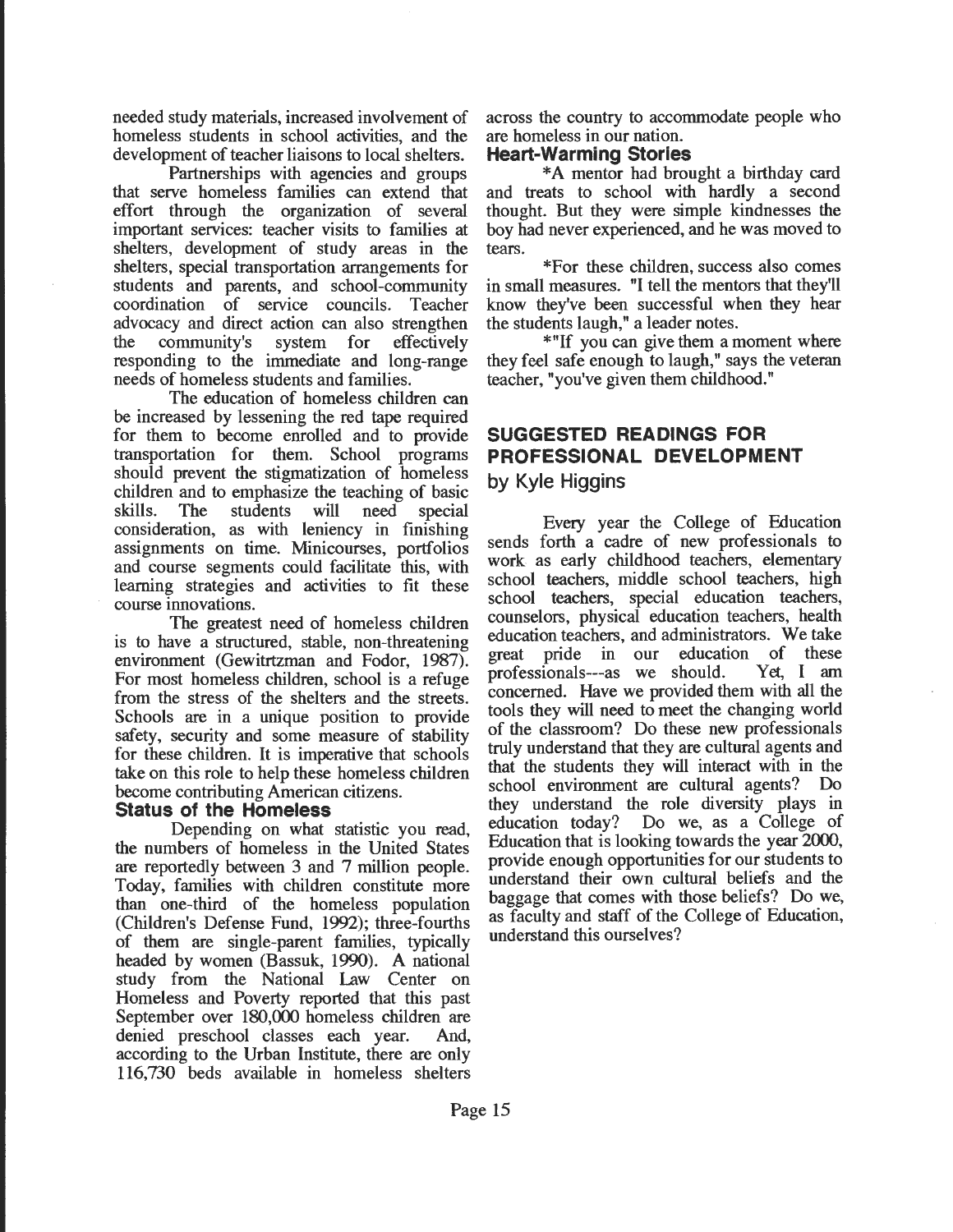needed study materials, increased involvement of homeless students in school activities, and the development of teacher liaisons to local shelters.

Partnerships with agencies and groups that serve homeless families can extend that effort through the organization of several important services: teacher visits to families at shelters, development of study areas in the shelters, special transportation arrangements for students and parents, and school-community coordination of service councils. Teacher advocacy and direct action can also strengthen the community's system for effectively responding to the immediate and long-range needs of homeless students and families.

The education of homeless children can be increased by lessening the red tape required for them to become enrolled and to provide transportation for them. School programs should prevent the stigmatization of homeless children and to emphasize the teaching of basic skills. The students will need special consideration, as with leniency in finishing assignments on time. Minicourses, portfolios and course segments could facilitate this, with learning strategies and activities to fit these course innovations.

The greatest need of homeless children is to have a structured, stable, non-threatening environment (Gewitrtzman and Fodor, 1987). For most homeless children, school is a refuge from the stress of the shelters and the streets. Schools are in a unique position to provide safety, security and some measure of stability for these children. It is imperative that schools take on this role to help these homeless children become contributing American citizens.

### Status of the Homeless

Depending on what statistic you read, the numbers of homeless in the United States are reportedly between 3 and 7 million people. Today, families with children constitute more than one-third of the homeless population (Children's Defense Fund, 1992); three-fourths of them are single-parent families, typically headed by women (Bassuk, 1990). A national study from the National Law Center on Homeless and Poverty reported that this past September over 180,000 homeless children are denied preschool classes each year. And, according to the Urban Institute, there are only 116,730 beds available in homeless shelters across the country to accommodate people who are homeless in our nation.

### Heart-Warming Stories

*A mentor had brought a birthday card and treats to school with hardly a second thought. But they were simple kindnesses the boy had never experienced, and he was moved to tears.

*For these children, success also comes in small measures. "I tell the mentors that they'll know they've been successful when they hear the students laugh," a leader notes.

*"If you can give them a moment where they feel safe enough to laugh," says the veteran teacher, "you've given them childhood."

## SUGGESTED READINGS FOR PROFESSIONAL DEVELOPMENT

by Kyle Higgins

Every year the College of Education sends forth a cadre of new professionals to work as early childhood teachers, elementary school teachers, middle school teachers, high school teachers, special education teachers, counselors, physical education teachers, health education teachers, and administrators. We take great pride in our education of these professionals---as we should. Yet, I am concerned. Have we provided them with all the tools they will need to meet the changing world of the classroom? Do these new professionals truly understand that they are cultural agents and that the students they will interact with in the school environment are cultural agents? Do they understand the role diversity plays in education today? Do we, as a College of Education that is looking towards the year 2000, provide enough opportunities for our students to understand their own cultural beliefs and the baggage that comes with those beliefs? Do we, as faculty and staff of the College of Education, understand this ourselves?